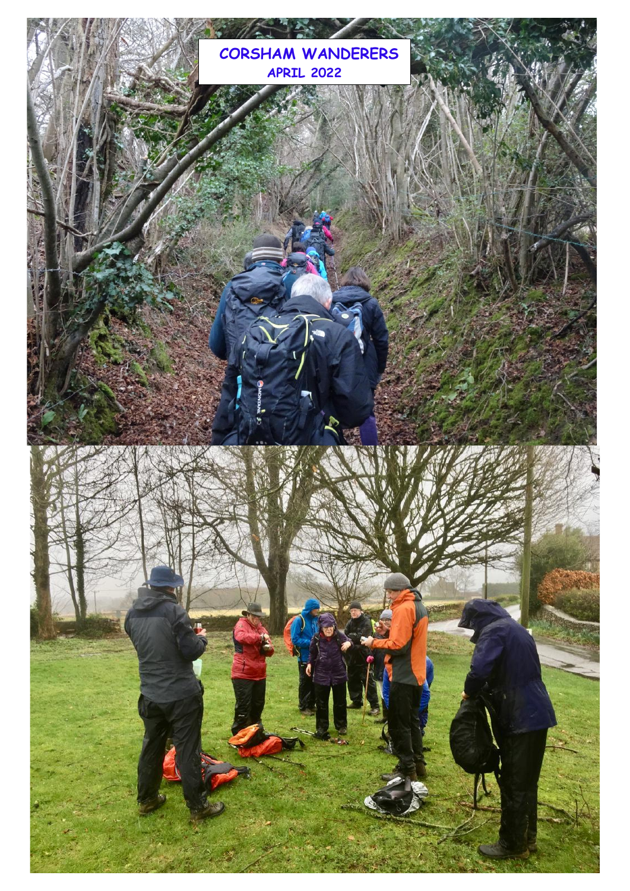# CORSHAM WANDERERS

## APRIL 2022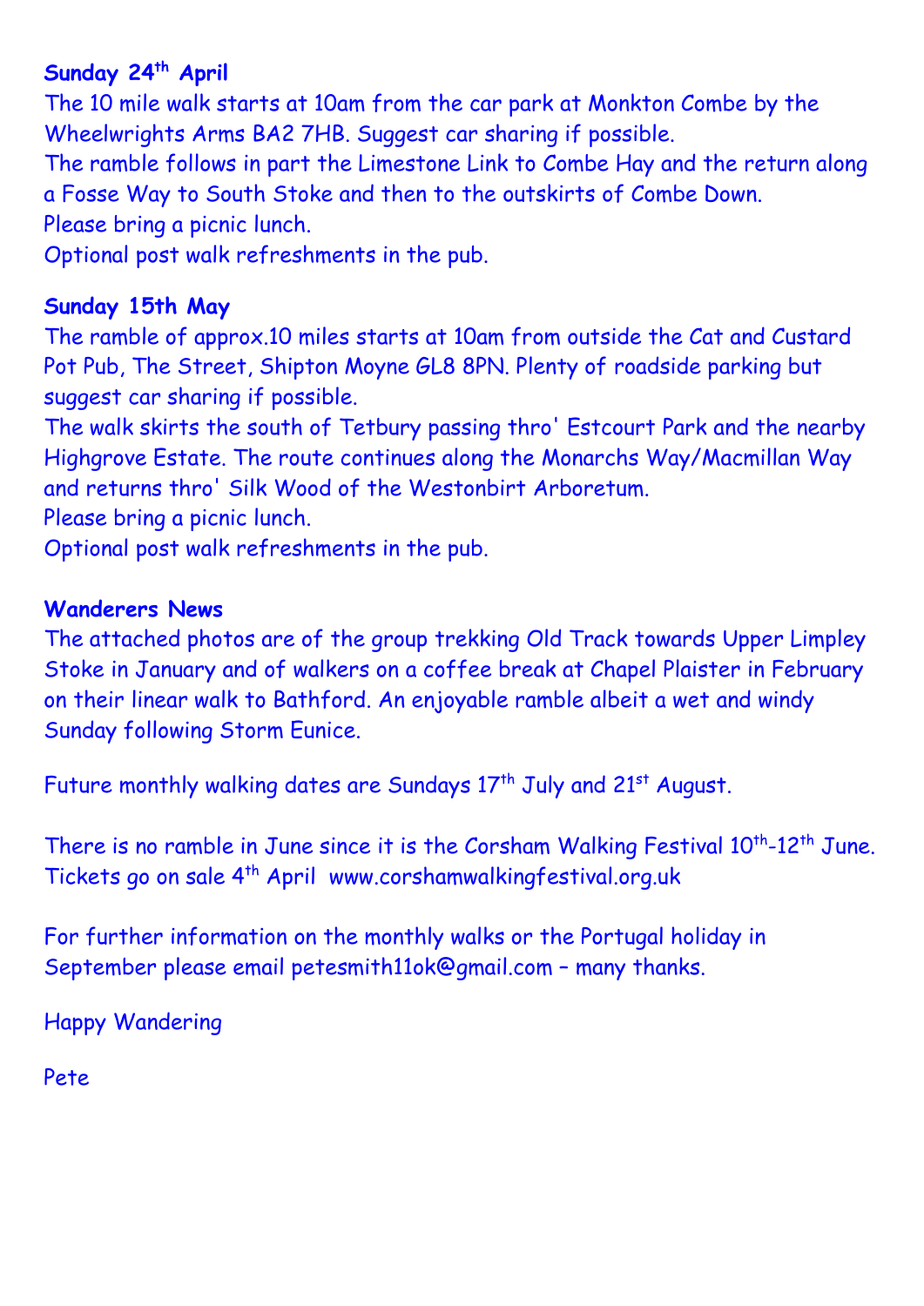**Sunday 24th April**

The 10 mile walk starts at 10am from the car park at Monkton Combe by the Wheelwrights Arms BA2 7HB. Suggest car sharing if possible.

The ramble follows in part the Limestone Link to Combe Hay and the return along a Fosse Way to South Stoke and then to the outskirts of Combe Down.

Please bring a picnic lunch.

Optional post walk refreshments in the pub.

**Sunday 15th May**

The ramble of approx.10 miles starts at 10am from outside the Cat and Custard Pot Pub, The Street, Shipton Moyne GL8 8PN. Plenty of roadside parking but suggest car sharing if possible.

The walk skirts the south of Tetbury passing thro' Estcourt Park and the nearby Highgrove Estate. The route continues along the Monarchs Way/Macmillan Way and returns thro' Silk Wood of the Westonbirt Arboretum.

Please bring a picnic lunch.

Optional post walk refreshments in the pub.

**Wanderers News**

The attached photos are of the group trekking Old Track towards Upper Limpley Stoke in January and of walkers on a coffee break at Chapel Plaister in February on their linear walk to Bathford. An enjoyable ramble albeit a wet and windy Sunday following Storm Eunice.

Future monthly walking dates are Sundays 17th July and 21st August.

There is no ramble in June since it is the Corsham Walking Festival 10th-12th June. Tickets go on sale 4th April www.corshamwalkingfestival.org.uk

For further information on the monthly walks or the Portugal holiday in September please email petesmith11ok@gmail.com – many thanks.

Happy Wandering

Pete